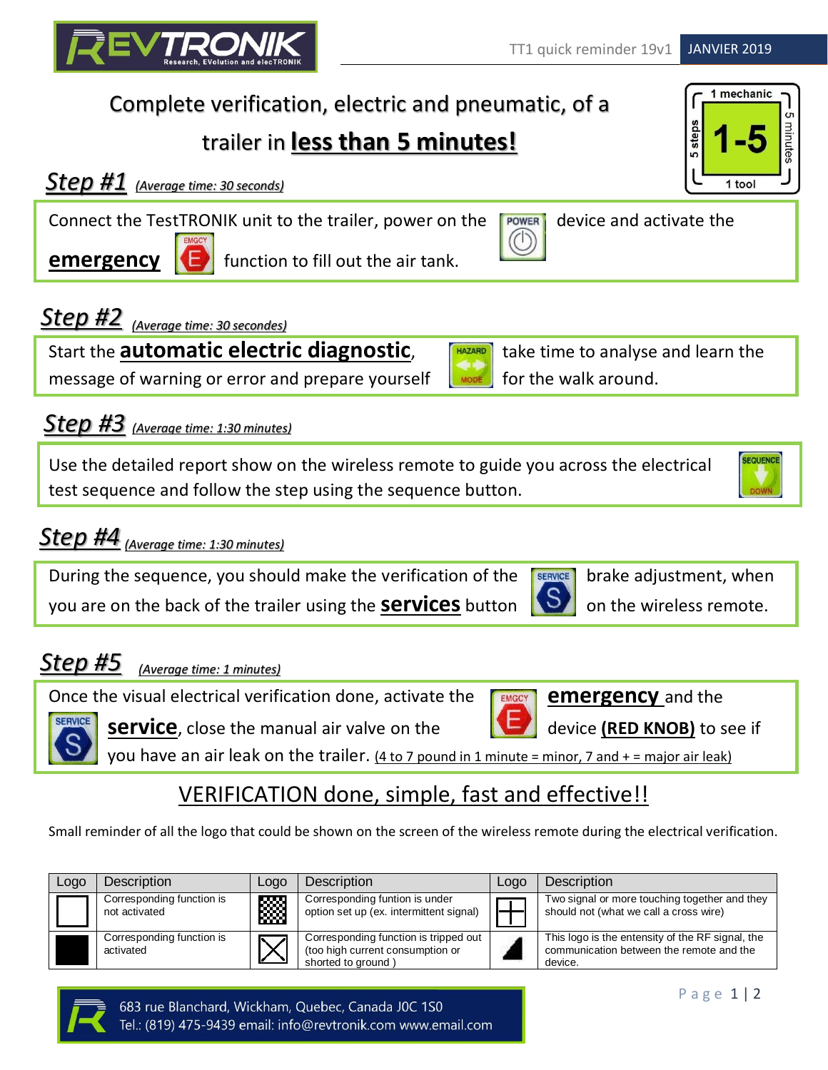Complete verification, electric and pneumatic, of a trailer in **less than 5 minutes!**

1 mechanic
5 steps
1-5
5 minutes
1 tool

## Step #1 *(Average time: 30 seconds)*

Connect the TestTRONIK unit to the trailer, power on the POWER device and activate the **emergency** EMGCY E function to fill out the air tank.

## Step #2 *(Average time: 30 secondes)*

Start the **automatic electric diagnostic**, HAZARD MODE take time to analyse and learn the message of warning or error and prepare yourself for the walk around.

## Step #3 *(Average time: 1:30 minutes)*

Use the detailed report show on the wireless remote to guide you across the electrical test sequence and follow the step using the sequence button. SEQUENCE DOWN

## Step #4 *(Average time: 1:30 minutes)*

During the sequence, you should make the verification of the brake adjustment, when you are on the back of the trailer using the **services** button SERVICE S on the wireless remote.

## Step #5 *(Average time: 1 minutes)*

Once the visual electrical verification done, activate the EMGCY E **emergency** and the SERVICE S **service**, close the manual air valve on the device **(RED KNOB)** to see if you have an air leak on the trailer. (4 to 7 pound in 1 minute = minor, 7 and + = major air leak)

## VERIFICATION done, simple, fast and effective!!

Small reminder of all the logo that could be shown on the screen of the wireless remote during the electrical verification.

| Logo | Description | Logo | Description | Logo | Description |
|---|---|---|---|---|---|
| ☐ | Corresponding function is not activated | ▦ | Corresponding funtion is under option set up (ex. intermittent signal) | ⊞ | Two signal or more touching together and they should not (what we call a cross wire) |
| ■ | Corresponding function is activated | ☒ | Corresponding function is tripped out (too high current consumption or shorted to ground ) | ◢ | This logo is the entensity of the RF signal, the communication between the remote and the device. |

683 rue Blanchard, Wickham, Quebec, Canada J0C 1S0
Tel.: (819) 475-9439 email: info@revtronik.com www.email.com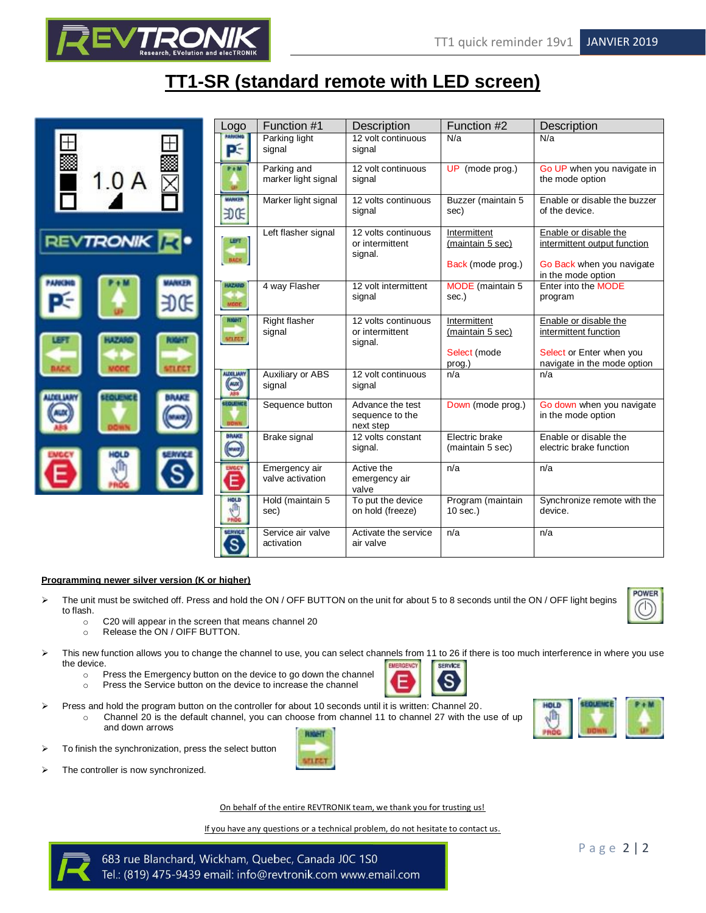# TT1-SR (standard remote with LED screen)

| Logo | Function #1 | Description | Function #2 | Description |
|---|---|---|---|---|
| PARKING | Parking light signal | 12 volt continuous signal | N/a | N/a |
| P+M / UP | Parking and marker light signal | 12 volt continuous signal | UP (mode prog.) | Go UP when you navigate in the mode option |
| MARKER | Marker light signal | 12 volts continuous signal | Buzzer (maintain 5 sec) | Enable or disable the buzzer of the device. |
| LEFT / BACK | Left flasher signal | 12 volts continuous or intermittent signal. | Intermittent (maintain 5 sec)<br><br>Back (mode prog.) | Enable or disable the intermittent output function<br><br>Go Back when you navigate in the mode option |
| HAZARD / MODE | 4 way Flasher | 12 volt intermittent signal | MODE (maintain 5 sec.) | Enter into the MODE program |
| RIGHT / SELECT | Right flasher signal | 12 volts continuous or intermittent signal. | Intermittent (maintain 5 sec)<br><br>Select (mode prog.) | Enable or disable the intermittent function<br><br>Select or Enter when you navigate in the mode option |
| AUXILIARY / ABS | Auxiliary or ABS signal | 12 volt continuous signal | n/a | n/a |
| SEQUENCE / DOWN | Sequence button | Advance the test sequence to the next step | Down (mode prog.) | Go down when you navigate in the mode option |
| BRAKE | Brake signal | 12 volts constant signal. | Electric brake (maintain 5 sec) | Enable or disable the electric brake function |
| EMGCY | Emergency air valve activation | Active the emergency air valve | n/a | n/a |
| HOLD / PROG | Hold (maintain 5 sec) | To put the device on hold (freeze) | Program (maintain 10 sec.) | Synchronize remote with the device. |
| SERVICE | Service air valve activation | Activate the service air valve | n/a | n/a |

**Programming newer silver version (K or higher)**

- The unit must be switched off. Press and hold the ON / OFF BUTTON on the unit for about 5 to 8 seconds until the ON / OFF light begins to flash.
  - C20 will appear in the screen that means channel 20
  - Release the ON / OIFF BUTTON.
- This new function allows you to change the channel to use, you can select channels from 11 to 26 if there is too much interference in where you use the device.
  - Press the Emergency button on the device to go down the channel
  - Press the Service button on the device to increase the channel
- Press and hold the program button on the controller for about 10 seconds until it is written: Channel 20.
  - Channel 20 is the default channel, you can choose from channel 11 to channel 27 with the use of up and down arrows
- To finish the synchronization, press the select button
- The controller is now synchronized.

On behalf of the entire REVTRONIK team, we thank you for trusting us!

If you have any questions or a technical problem, do not hesitate to contact us.

683 rue Blanchard, Wickham, Quebec, Canada J0C 1S0
Tel.: (819) 475-9439 email: info@revtronik.com www.email.com